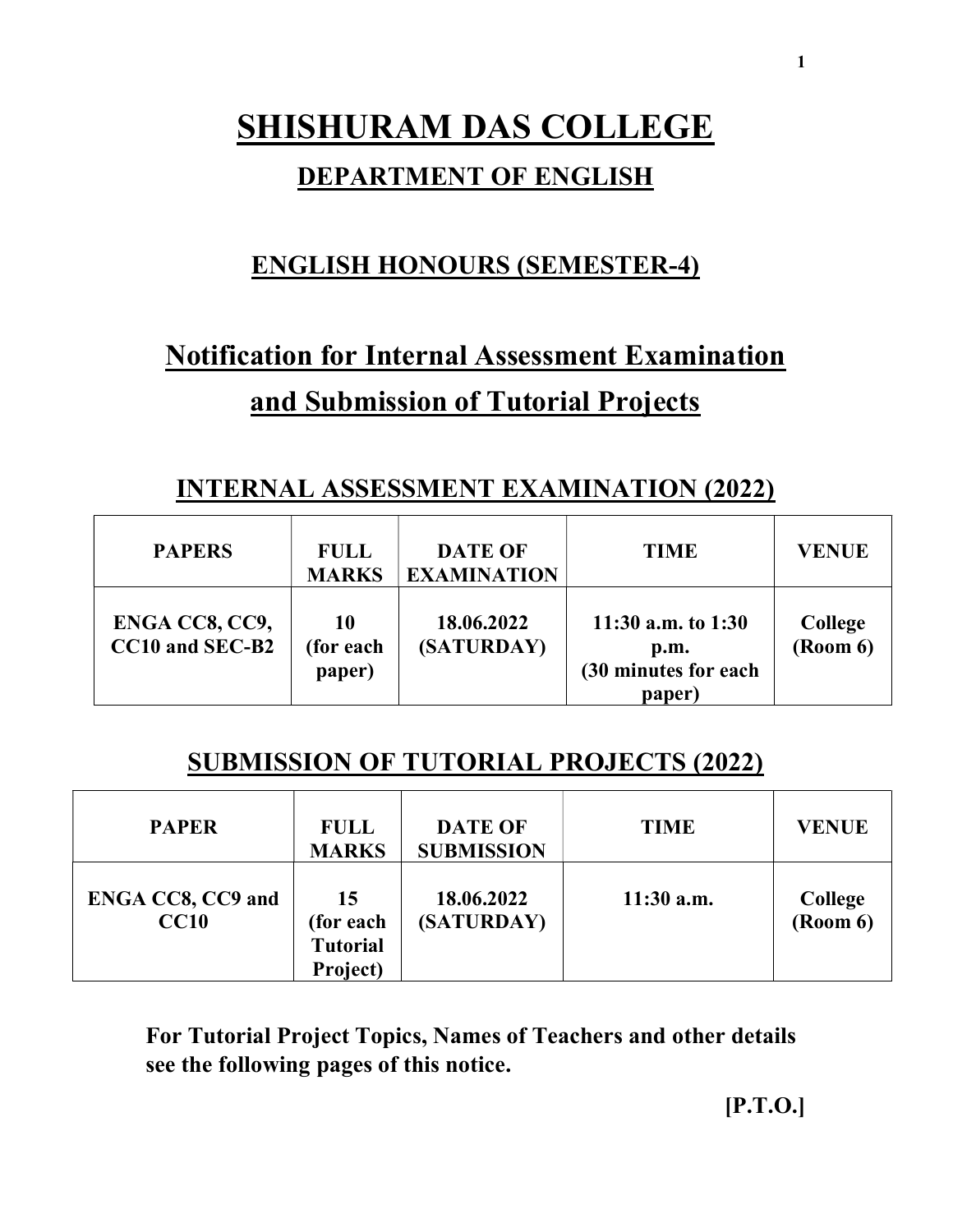# SHISHURAM DAS COLLEGE

## DEPARTMENT OF ENGLISH

## ENGLISH HONOURS (SEMESTER-4)

## Notification for Internal Assessment Examination and Submission of Tutorial Projects

### INTERNAL ASSESSMENT EXAMINATION (2022)

| PAPERS | FULL MARKS | DATE OF EXAMINATION | TIME | VENUE |
|---|---|---|---|---|
| ENGA CC8, CC9, CC10 and SEC-B2 | 10 (for each paper) | 18.06.2022 (SATURDAY) | 11:30 a.m. to 1:30 p.m. (30 minutes for each paper) | College (Room 6) |

### SUBMISSION OF TUTORIAL PROJECTS (2022)

| PAPER | FULL MARKS | DATE OF SUBMISSION | TIME | VENUE |
|---|---|---|---|---|
| ENGA CC8, CC9 and CC10 | 15 (for each Tutorial Project) | 18.06.2022 (SATURDAY) | 11:30 a.m. | College (Room 6) |

**For Tutorial Project Topics, Names of Teachers and other details see the following pages of this notice.**

**[P.T.O.]**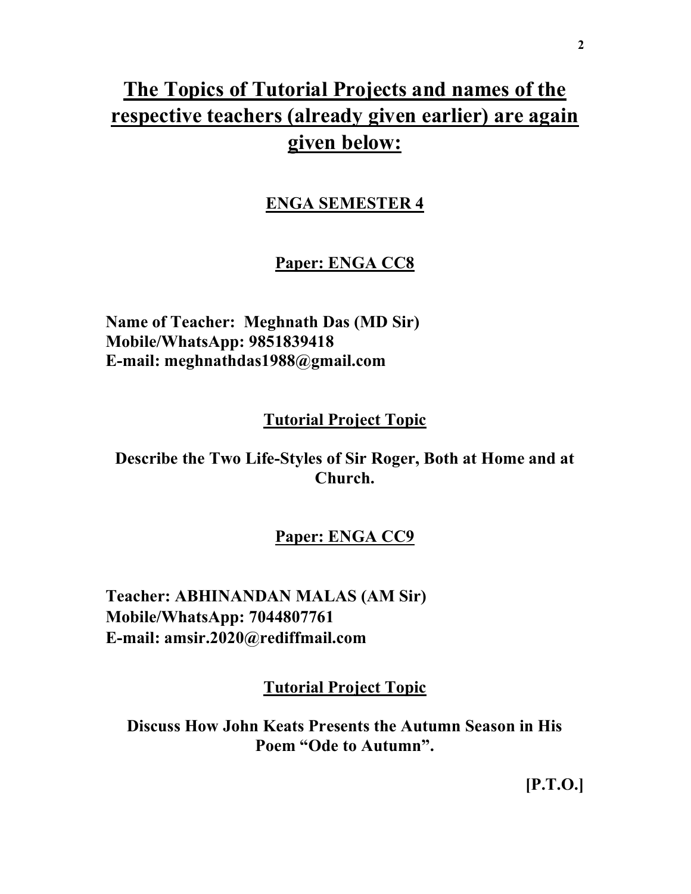# The Topics of Tutorial Projects and names of the respective teachers (already given earlier) are again given below:

## ENGA SEMESTER 4

### Paper: ENGA CC8

**Name of Teacher: Meghnath Das (MD Sir)**
**Mobile/WhatsApp: 9851839418**
**E-mail: meghnathdas1988@gmail.com**

#### Tutorial Project Topic

**Describe the Two Life-Styles of Sir Roger, Both at Home and at Church.**

### Paper: ENGA CC9

**Teacher: ABHINANDAN MALAS (AM Sir)**
**Mobile/WhatsApp: 7044807761**
**E-mail: amsir.2020@rediffmail.com**

#### Tutorial Project Topic

**Discuss How John Keats Presents the Autumn Season in His Poem "Ode to Autumn".**

**[P.T.O.]**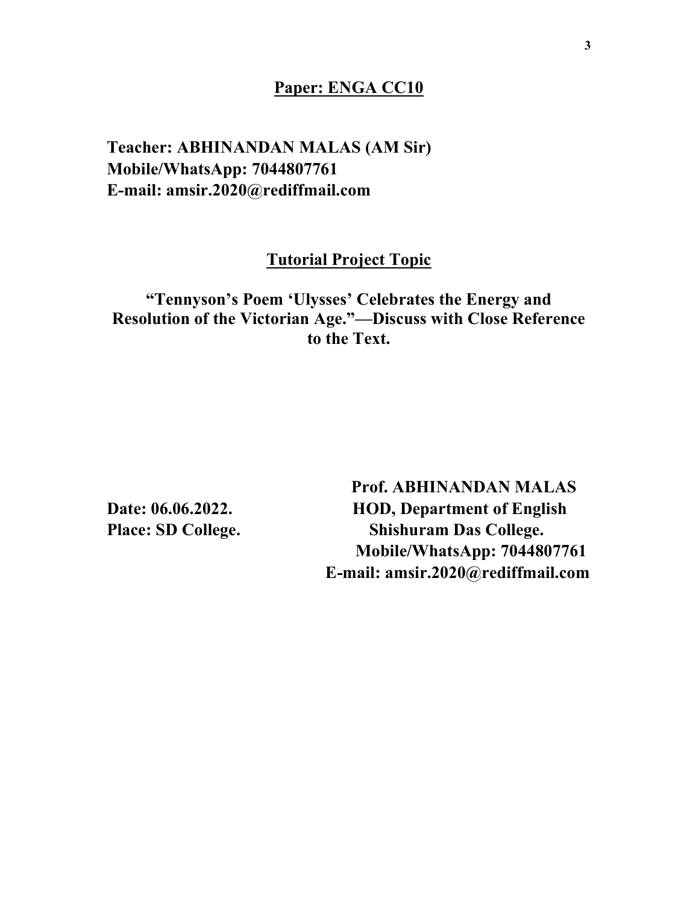## Paper: ENGA CC10

**Teacher: ABHINANDAN MALAS (AM Sir)**
**Mobile/WhatsApp: 7044807761**
**E-mail: amsir.2020@rediffmail.com**

## Tutorial Project Topic

### "Tennyson's Poem 'Ulysses' Celebrates the Energy and Resolution of the Victorian Age."—Discuss with Close Reference to the Text.

**Prof. ABHINANDAN MALAS**
**HOD, Department of English**
**Shishuram Das College.**
**Mobile/WhatsApp: 7044807761**
**E-mail: amsir.2020@rediffmail.com**

**Date: 06.06.2022.**
**Place: SD College.**